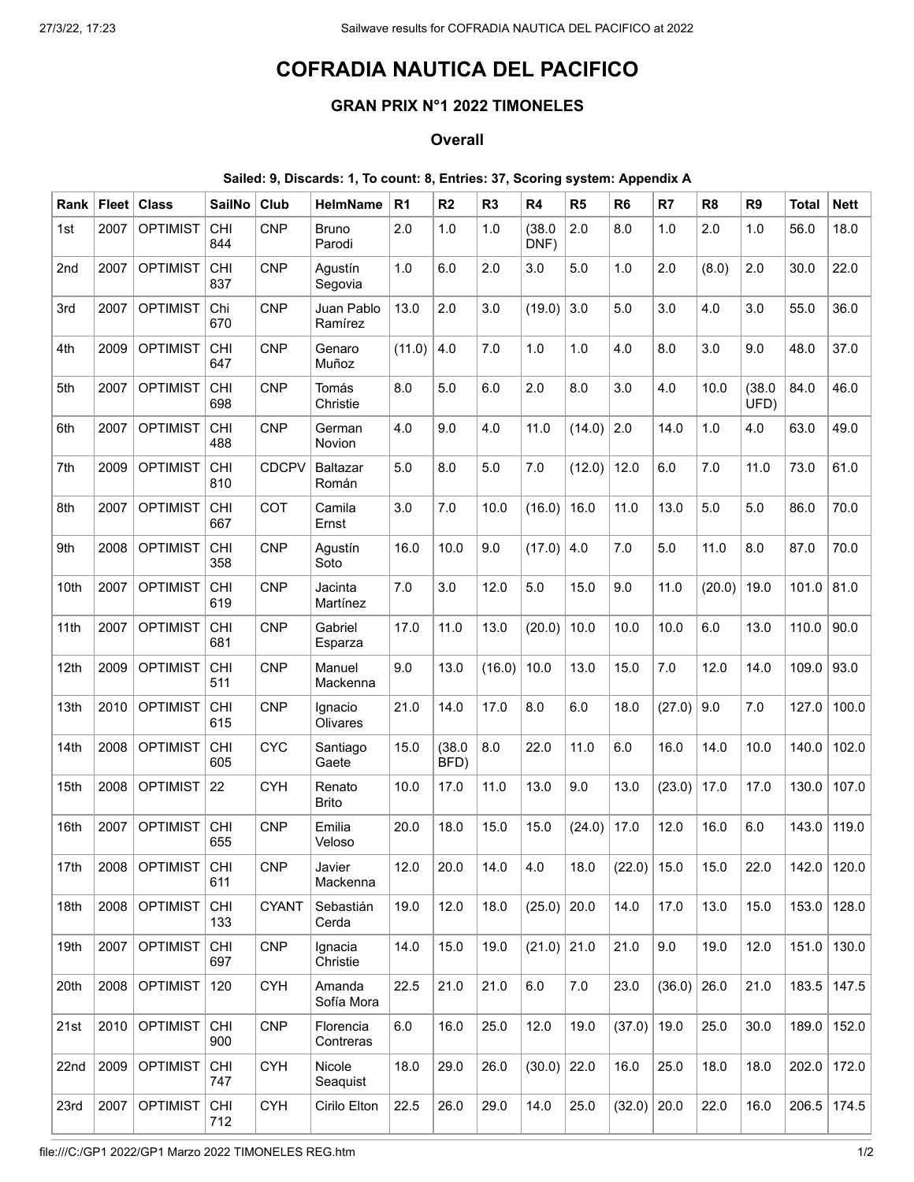# COFRADIA NAUTICA DEL PACIFICO

### GRAN PRIX N°1 2022 TIMONELES

#### Overall

**Sailed: 9, Discards: 1, To count: 8, Entries: 37, Scoring system: Appendix A**

| Rank | Fleet | Class | SailNo | Club | HelmName | R1 | R2 | R3 | R4 | R5 | R6 | R7 | R8 | R9 | Total | Nett |
|---|---|---|---|---|---|---|---|---|---|---|---|---|---|---|---|---|
| 1st | 2007 | OPTIMIST | CHI 844 | CNP | Bruno Parodi | 2.0 | 1.0 | 1.0 | (38.0 DNF) | 2.0 | 8.0 | 1.0 | 2.0 | 1.0 | 56.0 | 18.0 |
| 2nd | 2007 | OPTIMIST | CHI 837 | CNP | Agustín Segovia | 1.0 | 6.0 | 2.0 | 3.0 | 5.0 | 1.0 | 2.0 | (8.0) | 2.0 | 30.0 | 22.0 |
| 3rd | 2007 | OPTIMIST | Chi 670 | CNP | Juan Pablo Ramírez | 13.0 | 2.0 | 3.0 | (19.0) | 3.0 | 5.0 | 3.0 | 4.0 | 3.0 | 55.0 | 36.0 |
| 4th | 2009 | OPTIMIST | CHI 647 | CNP | Genaro Muñoz | (11.0) | 4.0 | 7.0 | 1.0 | 1.0 | 4.0 | 8.0 | 3.0 | 9.0 | 48.0 | 37.0 |
| 5th | 2007 | OPTIMIST | CHI 698 | CNP | Tomás Christie | 8.0 | 5.0 | 6.0 | 2.0 | 8.0 | 3.0 | 4.0 | 10.0 | (38.0 UFD) | 84.0 | 46.0 |
| 6th | 2007 | OPTIMIST | CHI 488 | CNP | German Novion | 4.0 | 9.0 | 4.0 | 11.0 | (14.0) | 2.0 | 14.0 | 1.0 | 4.0 | 63.0 | 49.0 |
| 7th | 2009 | OPTIMIST | CHI 810 | CDCPV | Baltazar Román | 5.0 | 8.0 | 5.0 | 7.0 | (12.0) | 12.0 | 6.0 | 7.0 | 11.0 | 73.0 | 61.0 |
| 8th | 2007 | OPTIMIST | CHI 667 | COT | Camila Ernst | 3.0 | 7.0 | 10.0 | (16.0) | 16.0 | 11.0 | 13.0 | 5.0 | 5.0 | 86.0 | 70.0 |
| 9th | 2008 | OPTIMIST | CHI 358 | CNP | Agustín Soto | 16.0 | 10.0 | 9.0 | (17.0) | 4.0 | 7.0 | 5.0 | 11.0 | 8.0 | 87.0 | 70.0 |
| 10th | 2007 | OPTIMIST | CHI 619 | CNP | Jacinta Martínez | 7.0 | 3.0 | 12.0 | 5.0 | 15.0 | 9.0 | 11.0 | (20.0) | 19.0 | 101.0 | 81.0 |
| 11th | 2007 | OPTIMIST | CHI 681 | CNP | Gabriel Esparza | 17.0 | 11.0 | 13.0 | (20.0) | 10.0 | 10.0 | 10.0 | 6.0 | 13.0 | 110.0 | 90.0 |
| 12th | 2009 | OPTIMIST | CHI 511 | CNP | Manuel Mackenna | 9.0 | 13.0 | (16.0) | 10.0 | 13.0 | 15.0 | 7.0 | 12.0 | 14.0 | 109.0 | 93.0 |
| 13th | 2010 | OPTIMIST | CHI 615 | CNP | Ignacio Olivares | 21.0 | 14.0 | 17.0 | 8.0 | 6.0 | 18.0 | (27.0) | 9.0 | 7.0 | 127.0 | 100.0 |
| 14th | 2008 | OPTIMIST | CHI 605 | CYC | Santiago Gaete | 15.0 | (38.0 BFD) | 8.0 | 22.0 | 11.0 | 6.0 | 16.0 | 14.0 | 10.0 | 140.0 | 102.0 |
| 15th | 2008 | OPTIMIST | 22 | CYH | Renato Brito | 10.0 | 17.0 | 11.0 | 13.0 | 9.0 | 13.0 | (23.0) | 17.0 | 17.0 | 130.0 | 107.0 |
| 16th | 2007 | OPTIMIST | CHI 655 | CNP | Emilia Veloso | 20.0 | 18.0 | 15.0 | 15.0 | (24.0) | 17.0 | 12.0 | 16.0 | 6.0 | 143.0 | 119.0 |
| 17th | 2008 | OPTIMIST | CHI 611 | CNP | Javier Mackenna | 12.0 | 20.0 | 14.0 | 4.0 | 18.0 | (22.0) | 15.0 | 15.0 | 22.0 | 142.0 | 120.0 |
| 18th | 2008 | OPTIMIST | CHI 133 | CYANT | Sebastián Cerda | 19.0 | 12.0 | 18.0 | (25.0) | 20.0 | 14.0 | 17.0 | 13.0 | 15.0 | 153.0 | 128.0 |
| 19th | 2007 | OPTIMIST | CHI 697 | CNP | Ignacia Christie | 14.0 | 15.0 | 19.0 | (21.0) | 21.0 | 21.0 | 9.0 | 19.0 | 12.0 | 151.0 | 130.0 |
| 20th | 2008 | OPTIMIST | 120 | CYH | Amanda Sofía Mora | 22.5 | 21.0 | 21.0 | 6.0 | 7.0 | 23.0 | (36.0) | 26.0 | 21.0 | 183.5 | 147.5 |
| 21st | 2010 | OPTIMIST | CHI 900 | CNP | Florencia Contreras | 6.0 | 16.0 | 25.0 | 12.0 | 19.0 | (37.0) | 19.0 | 25.0 | 30.0 | 189.0 | 152.0 |
| 22nd | 2009 | OPTIMIST | CHI 747 | CYH | Nicole Seaquist | 18.0 | 29.0 | 26.0 | (30.0) | 22.0 | 16.0 | 25.0 | 18.0 | 18.0 | 202.0 | 172.0 |
| 23rd | 2007 | OPTIMIST | CHI 712 | CYH | Cirilo Elton | 22.5 | 26.0 | 29.0 | 14.0 | 25.0 | (32.0) | 20.0 | 22.0 | 16.0 | 206.5 | 174.5 |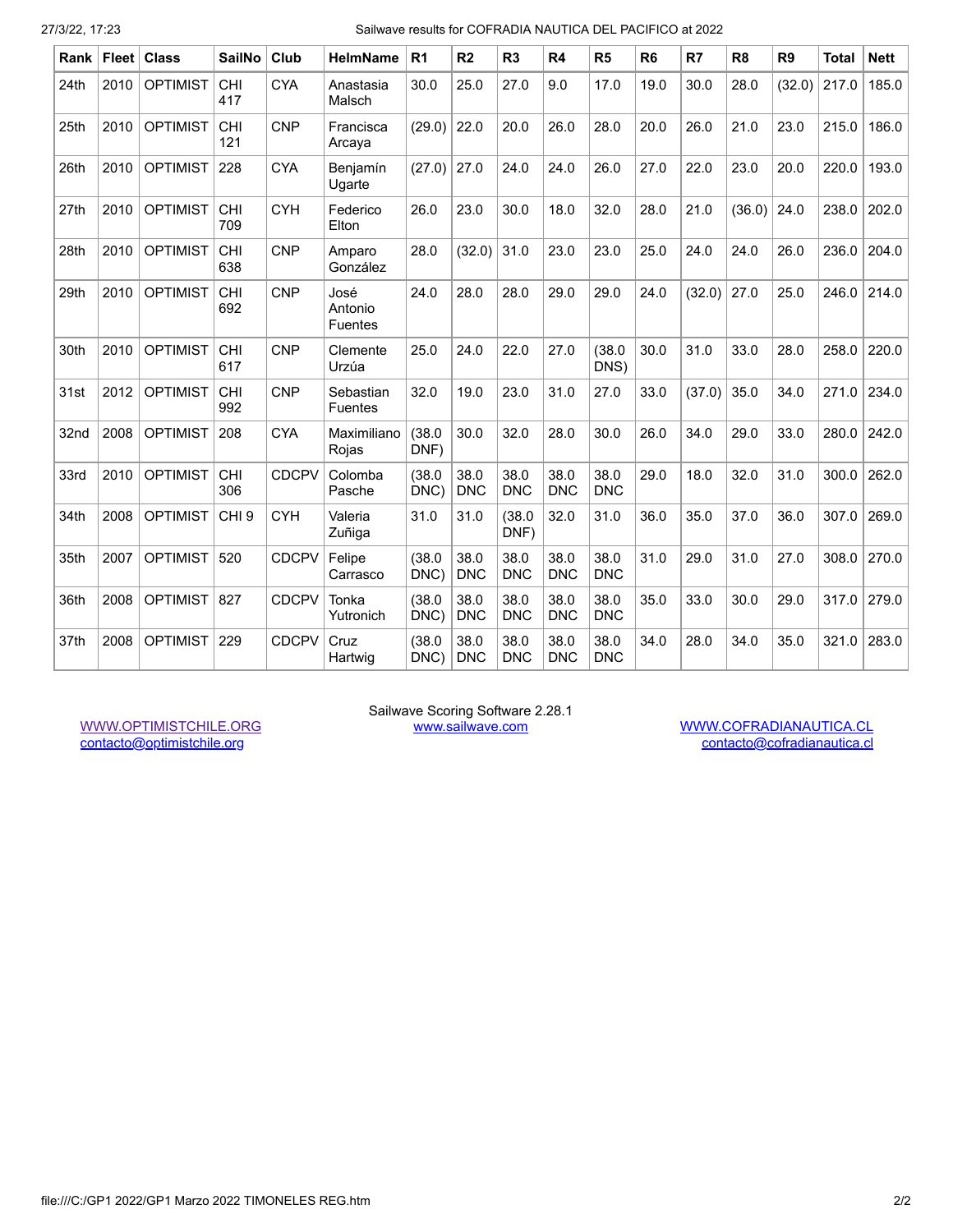| Rank | Fleet | Class | SailNo | Club | HelmName | R1 | R2 | R3 | R4 | R5 | R6 | R7 | R8 | R9 | Total | Nett |
|---|---|---|---|---|---|---|---|---|---|---|---|---|---|---|---|---|
| 24th | 2010 | OPTIMIST | CHI 417 | CYA | Anastasia Malsch | 30.0 | 25.0 | 27.0 | 9.0 | 17.0 | 19.0 | 30.0 | 28.0 | (32.0) | 217.0 | 185.0 |
| 25th | 2010 | OPTIMIST | CHI 121 | CNP | Francisca Arcaya | (29.0) | 22.0 | 20.0 | 26.0 | 28.0 | 20.0 | 26.0 | 21.0 | 23.0 | 215.0 | 186.0 |
| 26th | 2010 | OPTIMIST | 228 | CYA | Benjamín Ugarte | (27.0) | 27.0 | 24.0 | 24.0 | 26.0 | 27.0 | 22.0 | 23.0 | 20.0 | 220.0 | 193.0 |
| 27th | 2010 | OPTIMIST | CHI 709 | CYH | Federico Elton | 26.0 | 23.0 | 30.0 | 18.0 | 32.0 | 28.0 | 21.0 | (36.0) | 24.0 | 238.0 | 202.0 |
| 28th | 2010 | OPTIMIST | CHI 638 | CNP | Amparo González | 28.0 | (32.0) | 31.0 | 23.0 | 23.0 | 25.0 | 24.0 | 24.0 | 26.0 | 236.0 | 204.0 |
| 29th | 2010 | OPTIMIST | CHI 692 | CNP | José Antonio Fuentes | 24.0 | 28.0 | 28.0 | 29.0 | 29.0 | 24.0 | (32.0) | 27.0 | 25.0 | 246.0 | 214.0 |
| 30th | 2010 | OPTIMIST | CHI 617 | CNP | Clemente Urzúa | 25.0 | 24.0 | 22.0 | 27.0 | (38.0 DNS) | 30.0 | 31.0 | 33.0 | 28.0 | 258.0 | 220.0 |
| 31st | 2012 | OPTIMIST | CHI 992 | CNP | Sebastian Fuentes | 32.0 | 19.0 | 23.0 | 31.0 | 27.0 | 33.0 | (37.0) | 35.0 | 34.0 | 271.0 | 234.0 |
| 32nd | 2008 | OPTIMIST | 208 | CYA | Maximiliano Rojas | (38.0 DNF) | 30.0 | 32.0 | 28.0 | 30.0 | 26.0 | 34.0 | 29.0 | 33.0 | 280.0 | 242.0 |
| 33rd | 2010 | OPTIMIST | CHI 306 | CDCPV | Colomba Pasche | (38.0 DNC) | 38.0 DNC | 38.0 DNC | 38.0 DNC | 38.0 DNC | 29.0 | 18.0 | 32.0 | 31.0 | 300.0 | 262.0 |
| 34th | 2008 | OPTIMIST | CHI 9 | CYH | Valeria Zuñiga | 31.0 | 31.0 | (38.0 DNF) | 32.0 | 31.0 | 36.0 | 35.0 | 37.0 | 36.0 | 307.0 | 269.0 |
| 35th | 2007 | OPTIMIST | 520 | CDCPV | Felipe Carrasco | (38.0 DNC) | 38.0 DNC | 38.0 DNC | 38.0 DNC | 38.0 DNC | 31.0 | 29.0 | 31.0 | 27.0 | 308.0 | 270.0 |
| 36th | 2008 | OPTIMIST | 827 | CDCPV | Tonka Yutronich | (38.0 DNC) | 38.0 DNC | 38.0 DNC | 38.0 DNC | 38.0 DNC | 35.0 | 33.0 | 30.0 | 29.0 | 317.0 | 279.0 |
| 37th | 2008 | OPTIMIST | 229 | CDCPV | Cruz Hartwig | (38.0 DNC) | 38.0 DNC | 38.0 DNC | 38.0 DNC | 38.0 DNC | 34.0 | 28.0 | 34.0 | 35.0 | 321.0 | 283.0 |

WWW.OPTIMISTCHILE.ORG
contacto@optimistchile.org

Sailwave Scoring Software 2.28.1
www.sailwave.com

WWW.COFRADIANAUTICA.CL
contacto@cofradianautica.cl